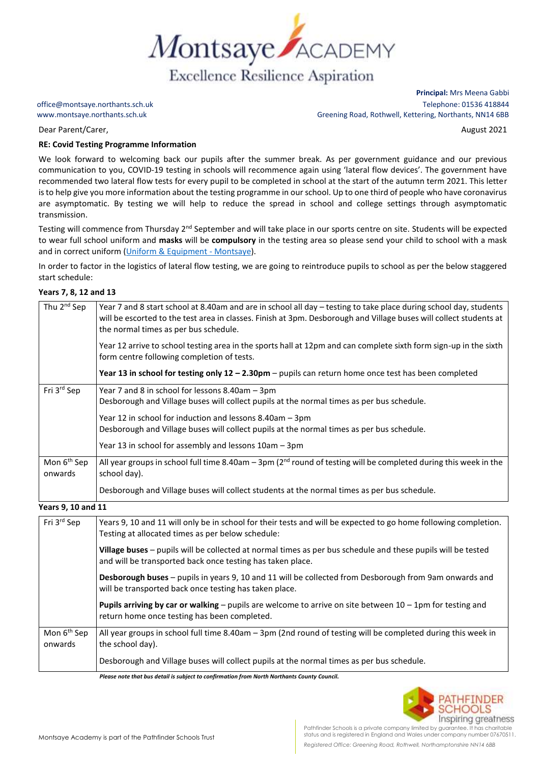# Montsaye ACADEMY

Excellence Resilience Aspiration

**Principal:** Mrs Meena Gabbi

office@montsaye.northants.sch.uk
www.montsaye.northants.sch.uk

Telephone: 01536 418844
Greening Road, Rothwell, Kettering, Northants, NN14 6BB

Dear Parent/Carer,

August 2021

**RE: Covid Testing Programme Information**

We look forward to welcoming back our pupils after the summer break. As per government guidance and our previous communication to you, COVID-19 testing in schools will recommence again using 'lateral flow devices'. The government have recommended two lateral flow tests for every pupil to be completed in school at the start of the autumn term 2021. This letter is to help give you more information about the testing programme in our school. Up to one third of people who have coronavirus are asymptomatic. By testing we will help to reduce the spread in school and college settings through asymptomatic transmission.

Testing will commence from Thursday 2nd September and will take place in our sports centre on site. Students will be expected to wear full school uniform and **masks** will be **compulsory** in the testing area so please send your child to school with a mask and in correct uniform (Uniform & Equipment - Montsaye).

In order to factor in the logistics of lateral flow testing, we are going to reintroduce pupils to school as per the below staggered start schedule:

**Years 7, 8, 12 and 13**

| | |
|---|---|
| Thu 2nd Sep | Year 7 and 8 start school at 8.40am and are in school all day – testing to take place during school day, students will be escorted to the test area in classes. Finish at 3pm. Desborough and Village buses will collect students at the normal times as per bus schedule.<br><br>Year 12 arrive to school testing area in the sports hall at 12pm and can complete sixth form sign-up in the sixth form centre following completion of tests.<br><br>**Year 13 in school for testing only 12 – 2.30pm** – pupils can return home once test has been completed |
| Fri 3rd Sep | Year 7 and 8 in school for lessons 8.40am – 3pm<br>Desborough and Village buses will collect pupils at the normal times as per bus schedule.<br><br>Year 12 in school for induction and lessons 8.40am – 3pm<br>Desborough and Village buses will collect pupils at the normal times as per bus schedule.<br><br>Year 13 in school for assembly and lessons 10am – 3pm |
| Mon 6th Sep onwards | All year groups in school full time 8.40am – 3pm (2nd round of testing will be completed during this week in the school day).<br><br>Desborough and Village buses will collect students at the normal times as per bus schedule. |

**Years 9, 10 and 11**

| | |
|---|---|
| Fri 3rd Sep | Years 9, 10 and 11 will only be in school for their tests and will be expected to go home following completion. Testing at allocated times as per below schedule:<br><br>**Village buses** – pupils will be collected at normal times as per bus schedule and these pupils will be tested and will be transported back once testing has taken place.<br><br>**Desborough buses** – pupils in years 9, 10 and 11 will be collected from Desborough from 9am onwards and will be transported back once testing has taken place.<br><br>**Pupils arriving by car or walking** – pupils are welcome to arrive on site between 10 – 1pm for testing and return home once testing has been completed. |
| Mon 6th Sep onwards | All year groups in school full time 8.40am – 3pm (2nd round of testing will be completed during this week in the school day).<br><br>Desborough and Village buses will collect pupils at the normal times as per bus schedule. |

***Please note that bus detail is subject to confirmation from North Northants County Council.***

Montsaye Academy is part of the Pathfinder Schools Trust

PATHFINDER SCHOOLS Inspiring greatness

Pathfinder Schools is a private company limited by guarantee. It has charitable status and is registered in England and Wales under company number 07670511.

*Registered Office: Greening Road, Rothwell, Northamptonshire NN14 6BB*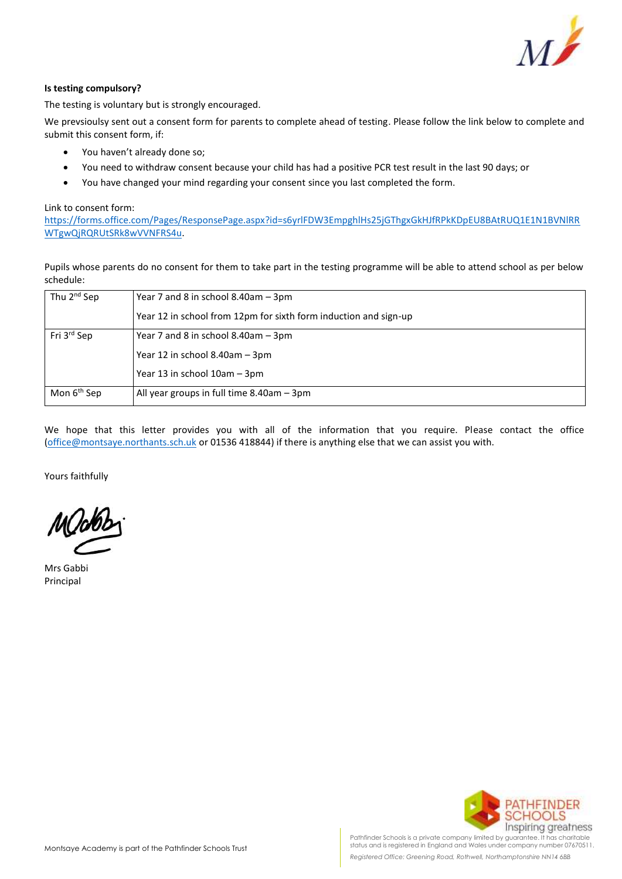**Is testing compulsory?**

The testing is voluntary but is strongly encouraged.

We prevsioulsy sent out a consent form for parents to complete ahead of testing. Please follow the link below to complete and submit this consent form, if:

- You haven't already done so;
- You need to withdraw consent because your child has had a positive PCR test result in the last 90 days; or
- You have changed your mind regarding your consent since you last completed the form.

Link to consent form:
https://forms.office.com/Pages/ResponsePage.aspx?id=s6yrlFDW3EmpghlHs25jGThgxGkHJfRPkKDpEU8BAtRUQ1E1N1BVNlRRWTgwQjRQRUtSRk8wVVNFRS4u.

Pupils whose parents do no consent for them to take part in the testing programme will be able to attend school as per below schedule:

| | |
|---|---|
| Thu 2nd Sep | Year 7 and 8 in school 8.40am – 3pm<br>Year 12 in school from 12pm for sixth form induction and sign-up |
| Fri 3rd Sep | Year 7 and 8 in school 8.40am – 3pm<br>Year 12 in school 8.40am – 3pm<br>Year 13 in school 10am – 3pm |
| Mon 6th Sep | All year groups in full time 8.40am – 3pm |

We hope that this letter provides you with all of the information that you require. Please contact the office (office@montsaye.northants.sch.uk or 01536 418844) if there is anything else that we can assist you with.

Yours faithfully

Mrs Gabbi
Principal

Montsaye Academy is part of the Pathfinder Schools Trust

PATHFINDER SCHOOLS Inspiring greatness

Pathfinder Schools is a private company limited by guarantee. It has charitable status and is registered in England and Wales under company number 07670511.

*Registered Office: Greening Road, Rothwell, Northamptonshire NN14 6BB*